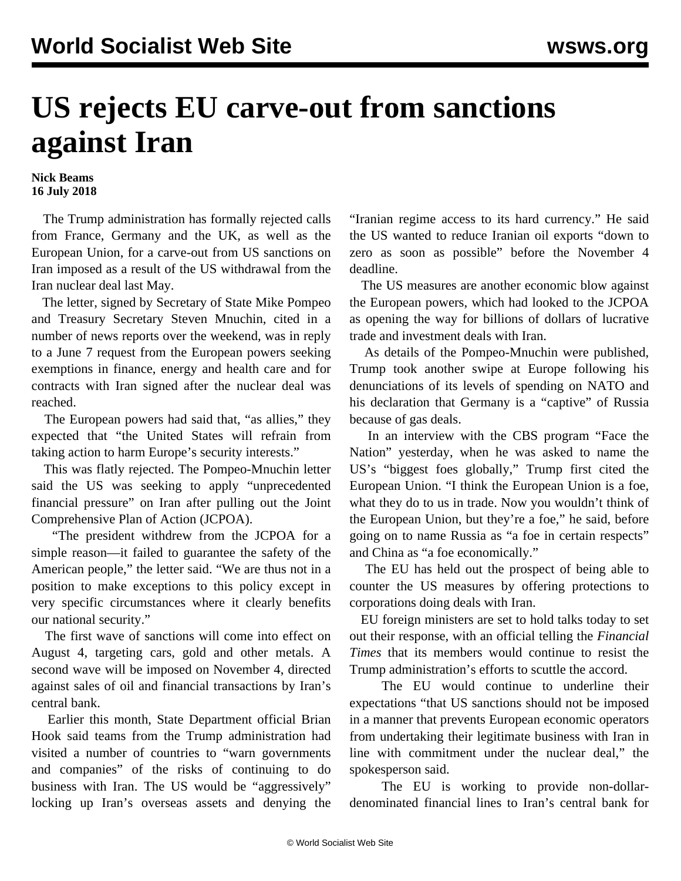# US rejects EU carve-out from sanctions against Iran

**Nick Beams**
**16 July 2018**

The Trump administration has formally rejected calls from France, Germany and the UK, as well as the European Union, for a carve-out from US sanctions on Iran imposed as a result of the US withdrawal from the Iran nuclear deal last May.

The letter, signed by Secretary of State Mike Pompeo and Treasury Secretary Steven Mnuchin, cited in a number of news reports over the weekend, was in reply to a June 7 request from the European powers seeking exemptions in finance, energy and health care and for contracts with Iran signed after the nuclear deal was reached.

The European powers had said that, "as allies," they expected that "the United States will refrain from taking action to harm Europe's security interests."

This was flatly rejected. The Pompeo-Mnuchin letter said the US was seeking to apply "unprecedented financial pressure" on Iran after pulling out the Joint Comprehensive Plan of Action (JCPOA).

"The president withdrew from the JCPOA for a simple reason—it failed to guarantee the safety of the American people," the letter said. "We are thus not in a position to make exceptions to this policy except in very specific circumstances where it clearly benefits our national security."

The first wave of sanctions will come into effect on August 4, targeting cars, gold and other metals. A second wave will be imposed on November 4, directed against sales of oil and financial transactions by Iran's central bank.

Earlier this month, State Department official Brian Hook said teams from the Trump administration had visited a number of countries to "warn governments and companies" of the risks of continuing to do business with Iran. The US would be "aggressively" locking up Iran's overseas assets and denying the "Iranian regime access to its hard currency." He said the US wanted to reduce Iranian oil exports "down to zero as soon as possible" before the November 4 deadline.

The US measures are another economic blow against the European powers, which had looked to the JCPOA as opening the way for billions of dollars of lucrative trade and investment deals with Iran.

As details of the Pompeo-Mnuchin were published, Trump took another swipe at Europe following his denunciations of its levels of spending on NATO and his declaration that Germany is a "captive" of Russia because of gas deals.

In an interview with the CBS program "Face the Nation" yesterday, when he was asked to name the US's "biggest foes globally," Trump first cited the European Union. "I think the European Union is a foe, what they do to us in trade. Now you wouldn't think of the European Union, but they're a foe," he said, before going on to name Russia as "a foe in certain respects" and China as "a foe economically."

The EU has held out the prospect of being able to counter the US measures by offering protections to corporations doing deals with Iran.

EU foreign ministers are set to hold talks today to set out their response, with an official telling the *Financial Times* that its members would continue to resist the Trump administration's efforts to scuttle the accord.

The EU would continue to underline their expectations "that US sanctions should not be imposed in a manner that prevents European economic operators from undertaking their legitimate business with Iran in line with commitment under the nuclear deal," the spokesperson said.

The EU is working to provide non-dollar-denominated financial lines to Iran's central bank for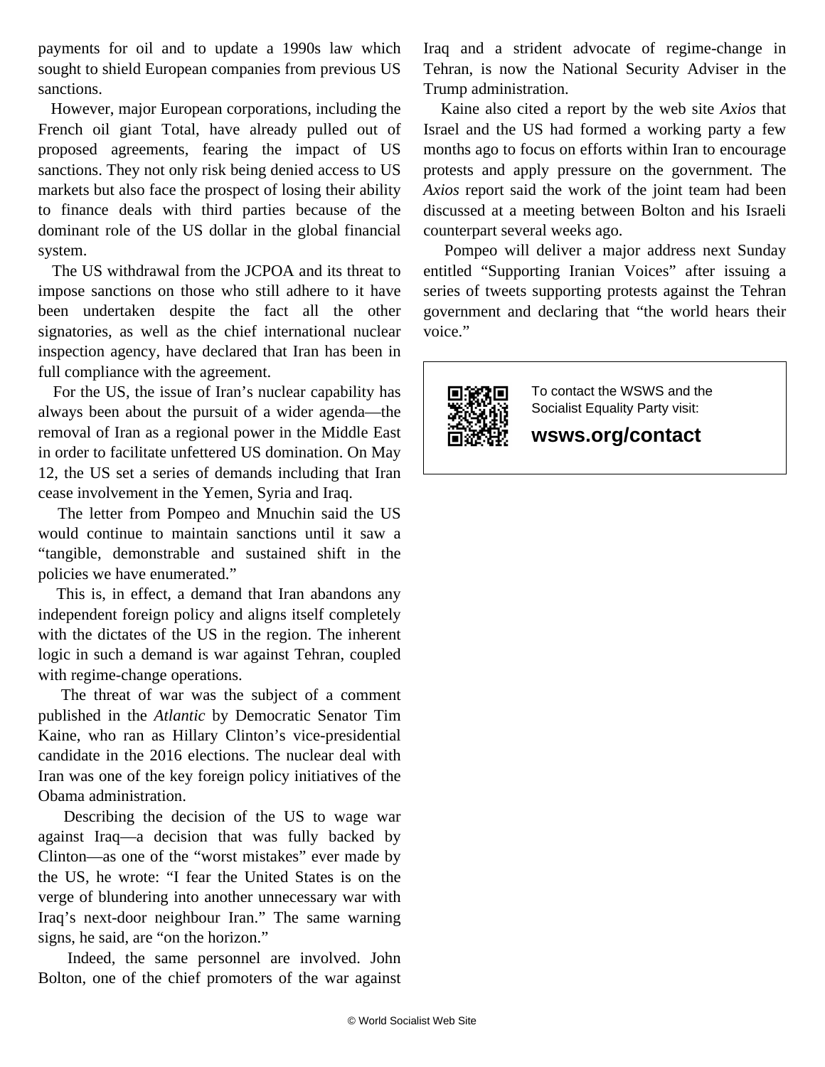payments for oil and to update a 1990s law which sought to shield European companies from previous US sanctions.

However, major European corporations, including the French oil giant Total, have already pulled out of proposed agreements, fearing the impact of US sanctions. They not only risk being denied access to US markets but also face the prospect of losing their ability to finance deals with third parties because of the dominant role of the US dollar in the global financial system.

The US withdrawal from the JCPOA and its threat to impose sanctions on those who still adhere to it have been undertaken despite the fact all the other signatories, as well as the chief international nuclear inspection agency, have declared that Iran has been in full compliance with the agreement.

For the US, the issue of Iran's nuclear capability has always been about the pursuit of a wider agenda—the removal of Iran as a regional power in the Middle East in order to facilitate unfettered US domination. On May 12, the US set a series of demands including that Iran cease involvement in the Yemen, Syria and Iraq.

The letter from Pompeo and Mnuchin said the US would continue to maintain sanctions until it saw a "tangible, demonstrable and sustained shift in the policies we have enumerated."

This is, in effect, a demand that Iran abandons any independent foreign policy and aligns itself completely with the dictates of the US in the region. The inherent logic in such a demand is war against Tehran, coupled with regime-change operations.

The threat of war was the subject of a comment published in the *Atlantic* by Democratic Senator Tim Kaine, who ran as Hillary Clinton's vice-presidential candidate in the 2016 elections. The nuclear deal with Iran was one of the key foreign policy initiatives of the Obama administration.

Describing the decision of the US to wage war against Iraq—a decision that was fully backed by Clinton—as one of the "worst mistakes" ever made by the US, he wrote: "I fear the United States is on the verge of blundering into another unnecessary war with Iraq's next-door neighbour Iran." The same warning signs, he said, are "on the horizon."

Indeed, the same personnel are involved. John Bolton, one of the chief promoters of the war against Iraq and a strident advocate of regime-change in Tehran, is now the National Security Adviser in the Trump administration.

Kaine also cited a report by the web site *Axios* that Israel and the US had formed a working party a few months ago to focus on efforts within Iran to encourage protests and apply pressure on the government. The *Axios* report said the work of the joint team had been discussed at a meeting between Bolton and his Israeli counterpart several weeks ago.

Pompeo will deliver a major address next Sunday entitled "Supporting Iranian Voices" after issuing a series of tweets supporting protests against the Tehran government and declaring that "the world hears their voice."

To contact the WSWS and the Socialist Equality Party visit:

**wsws.org/contact**